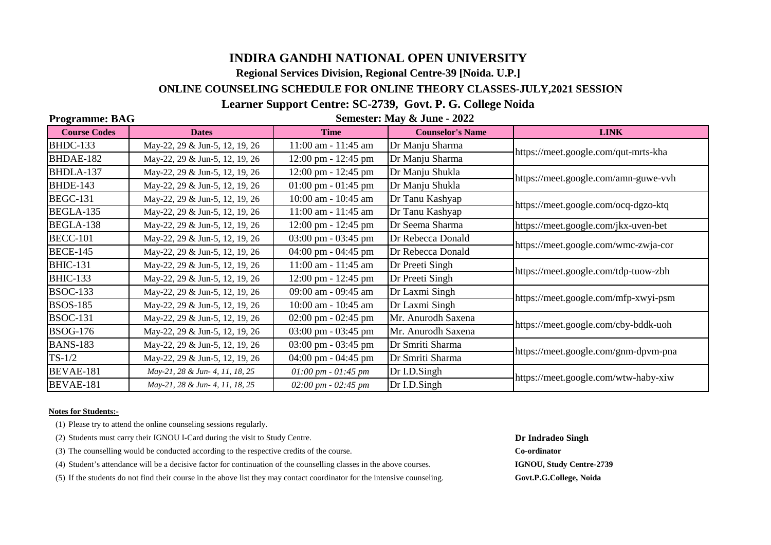# INDIRA GANDHI NATIONAL OPEN UNIVERSITY

## Regional Services Division, Regional Centre-39 [Noida. U.P.]

## ONLINE COUNSELING SCHEDULE FOR ONLINE THEORY CLASSES-JULY,2021 SESSION

## Learner Support Centre: SC-2739, Govt. P. G. College Noida

**Programme: BAG** **Semester: May & June - 2022**

| Course Codes | Dates | Time | Counselor's Name | LINK |
|---|---|---|---|---|
| BHDC-133 | May-22, 29 & Jun-5, 12, 19, 26 | 11:00 am - 11:45 am | Dr Manju Sharma | https://meet.google.com/qut-mrts-kha |
| BHDAE-182 | May-22, 29 & Jun-5, 12, 19, 26 | 12:00 pm - 12:45 pm | Dr Manju Sharma | |
| BHDLA-137 | May-22, 29 & Jun-5, 12, 19, 26 | 12:00 pm - 12:45 pm | Dr Manju Shukla | https://meet.google.com/amn-guwe-vvh |
| BHDE-143 | May-22, 29 & Jun-5, 12, 19, 26 | 01:00 pm - 01:45 pm | Dr Manju Shukla | |
| BEGC-131 | May-22, 29 & Jun-5, 12, 19, 26 | 10:00 am - 10:45 am | Dr Tanu Kashyap | https://meet.google.com/ocq-dgzo-ktq |
| BEGLA-135 | May-22, 29 & Jun-5, 12, 19, 26 | 11:00 am - 11:45 am | Dr Tanu Kashyap | |
| BEGLA-138 | May-22, 29 & Jun-5, 12, 19, 26 | 12:00 pm - 12:45 pm | Dr Seema Sharma | https://meet.google.com/jkx-uven-bet |
| BECC-101 | May-22, 29 & Jun-5, 12, 19, 26 | 03:00 pm - 03:45 pm | Dr Rebecca Donald | https://meet.google.com/wmc-zwja-cor |
| BECE-145 | May-22, 29 & Jun-5, 12, 19, 26 | 04:00 pm - 04:45 pm | Dr Rebecca Donald | |
| BHIC-131 | May-22, 29 & Jun-5, 12, 19, 26 | 11:00 am - 11:45 am | Dr Preeti Singh | https://meet.google.com/tdp-tuow-zbh |
| BHIC-133 | May-22, 29 & Jun-5, 12, 19, 26 | 12:00 pm - 12:45 pm | Dr Preeti Singh | |
| BSOC-133 | May-22, 29 & Jun-5, 12, 19, 26 | 09:00 am - 09:45 am | Dr Laxmi Singh | https://meet.google.com/mfp-xwyi-psm |
| BSOS-185 | May-22, 29 & Jun-5, 12, 19, 26 | 10:00 am - 10:45 am | Dr Laxmi Singh | |
| BSOC-131 | May-22, 29 & Jun-5, 12, 19, 26 | 02:00 pm - 02:45 pm | Mr. Anurodh Saxena | https://meet.google.com/cby-bddk-uoh |
| BSOG-176 | May-22, 29 & Jun-5, 12, 19, 26 | 03:00 pm - 03:45 pm | Mr. Anurodh Saxena | |
| BANS-183 | May-22, 29 & Jun-5, 12, 19, 26 | 03:00 pm - 03:45 pm | Dr Smriti Sharma | https://meet.google.com/gnm-dpvm-pna |
| TS-1/2 | May-22, 29 & Jun-5, 12, 19, 26 | 04:00 pm - 04:45 pm | Dr Smriti Sharma | |
| BEVAE-181 | *May-21, 28 & Jun- 4, 11, 18, 25* | *01:00 pm - 01:45 pm* | Dr I.D.Singh | https://meet.google.com/wtw-haby-xiw |
| BEVAE-181 | *May-21, 28 & Jun- 4, 11, 18, 25* | *02:00 pm - 02:45 pm* | Dr I.D.Singh | |

**Notes for Students:-**

(1) Please try to attend the online counseling sessions regularly.

(2) Students must carry their IGNOU I-Card during the visit to Study Centre.

(3) The counselling would be conducted according to the respective credits of the course.

(4) Student's attendance will be a decisive factor for continuation of the counselling classes in the above courses.

(5) If the students do not find their course in the above list they may contact coordinator for the intensive counseling.

**Dr Indradeo Singh**
**Co-ordinator**
**IGNOU, Study Centre-2739**
**Govt.P.G.College, Noida**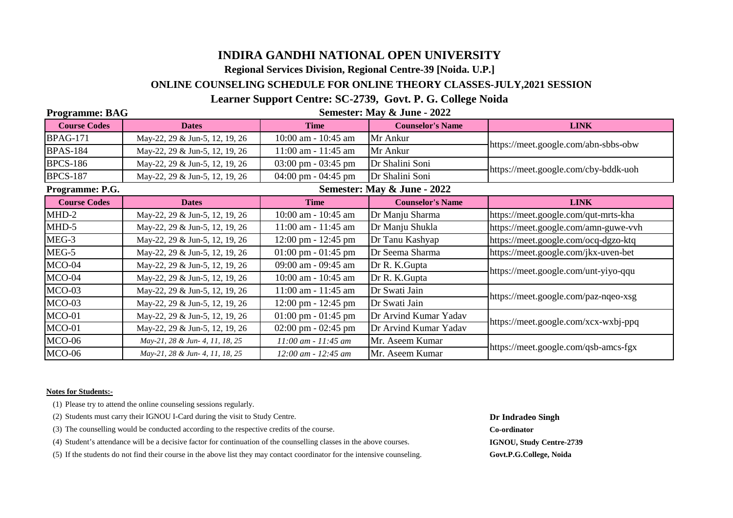# INDIRA GANDHI NATIONAL OPEN UNIVERSITY

## Regional Services Division, Regional Centre-39 [Noida. U.P.]

## ONLINE COUNSELING SCHEDULE FOR ONLINE THEORY CLASSES-JULY,2021 SESSION

## Learner Support Centre: SC-2739, Govt. P. G. College Noida

**Programme: BAG** **Semester: May & June - 2022**

| Course Codes | Dates | Time | Counselor's Name | LINK |
|---|---|---|---|---|
| BPAG-171 | May-22, 29 & Jun-5, 12, 19, 26 | 10:00 am - 10:45 am | Mr Ankur | https://meet.google.com/abn-sbbs-obw |
| BPAS-184 | May-22, 29 & Jun-5, 12, 19, 26 | 11:00 am - 11:45 am | Mr Ankur | |
| BPCS-186 | May-22, 29 & Jun-5, 12, 19, 26 | 03:00 pm - 03:45 pm | Dr Shalini Soni | https://meet.google.com/cby-bddk-uoh |
| BPCS-187 | May-22, 29 & Jun-5, 12, 19, 26 | 04:00 pm - 04:45 pm | Dr Shalini Soni | |

**Programme: P.G.** **Semester: May & June - 2022**

| Course Codes | Dates | Time | Counselor's Name | LINK |
|---|---|---|---|---|
| MHD-2 | May-22, 29 & Jun-5, 12, 19, 26 | 10:00 am - 10:45 am | Dr Manju Sharma | https://meet.google.com/qut-mrts-kha |
| MHD-5 | May-22, 29 & Jun-5, 12, 19, 26 | 11:00 am - 11:45 am | Dr Manju Shukla | https://meet.google.com/amn-guwe-vvh |
| MEG-3 | May-22, 29 & Jun-5, 12, 19, 26 | 12:00 pm - 12:45 pm | Dr Tanu Kashyap | https://meet.google.com/ocq-dgzo-ktq |
| MEG-5 | May-22, 29 & Jun-5, 12, 19, 26 | 01:00 pm - 01:45 pm | Dr Seema Sharma | https://meet.google.com/jkx-uven-bet |
| MCO-04 | May-22, 29 & Jun-5, 12, 19, 26 | 09:00 am - 09:45 am | Dr R. K.Gupta | https://meet.google.com/unt-yiyo-qqu |
| MCO-04 | May-22, 29 & Jun-5, 12, 19, 26 | 10:00 am - 10:45 am | Dr R. K.Gupta | |
| MCO-03 | May-22, 29 & Jun-5, 12, 19, 26 | 11:00 am - 11:45 am | Dr Swati Jain | https://meet.google.com/paz-nqeo-xsg |
| MCO-03 | May-22, 29 & Jun-5, 12, 19, 26 | 12:00 pm - 12:45 pm | Dr Swati Jain | |
| MCO-01 | May-22, 29 & Jun-5, 12, 19, 26 | 01:00 pm - 01:45 pm | Dr Arvind Kumar Yadav | https://meet.google.com/xcx-wxbj-ppq |
| MCO-01 | May-22, 29 & Jun-5, 12, 19, 26 | 02:00 pm - 02:45 pm | Dr Arvind Kumar Yadav | |
| MCO-06 | *May-21, 28 & Jun- 4, 11, 18, 25* | *11:00 am - 11:45 am* | Mr. Aseem Kumar | https://meet.google.com/qsb-amcs-fgx |
| MCO-06 | *May-21, 28 & Jun- 4, 11, 18, 25* | *12:00 am - 12:45 am* | Mr. Aseem Kumar | |

**Notes for Students:-**

(1) Please try to attend the online counseling sessions regularly.

(2) Students must carry their IGNOU I-Card during the visit to Study Centre.

(3) The counselling would be conducted according to the respective credits of the course.

(4) Student's attendance will be a decisive factor for continuation of the counselling classes in the above courses.

(5) If the students do not find their course in the above list they may contact coordinator for the intensive counseling.

**Dr Indradeo Singh**
**Co-ordinator**
**IGNOU, Study Centre-2739**
**Govt.P.G.College, Noida**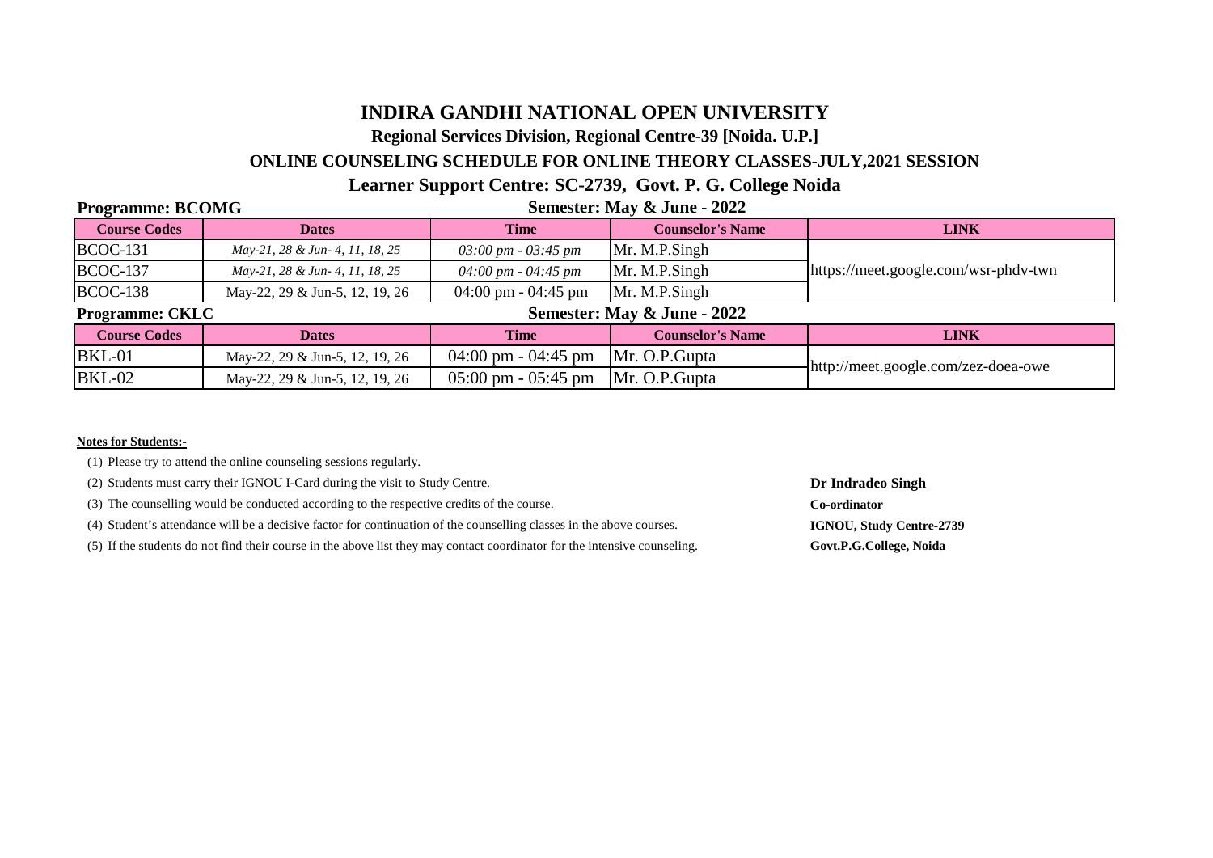# INDIRA GANDHI NATIONAL OPEN UNIVERSITY

**Regional Services Division, Regional Centre-39 [Noida. U.P.]**

**ONLINE COUNSELING SCHEDULE FOR ONLINE THEORY CLASSES-JULY,2021 SESSION**

## Learner Support Centre: SC-2739, Govt. P. G. College Noida

**Programme: BCOMG** **Semester: May & June - 2022**

| Course Codes | Dates | Time | Counselor's Name | LINK |
|---|---|---|---|---|
| BCOC-131 | *May-21, 28 & Jun- 4, 11, 18, 25* | *03:00 pm - 03:45 pm* | Mr. M.P.Singh | https://meet.google.com/wsr-phdv-twn |
| BCOC-137 | *May-21, 28 & Jun- 4, 11, 18, 25* | *04:00 pm - 04:45 pm* | Mr. M.P.Singh | |
| BCOC-138 | May-22, 29 & Jun-5, 12, 19, 26 | 04:00 pm - 04:45 pm | Mr. M.P.Singh | |

**Programme: CKLC** **Semester: May & June - 2022**

| Course Codes | Dates | Time | Counselor's Name | LINK |
|---|---|---|---|---|
| BKL-01 | May-22, 29 & Jun-5, 12, 19, 26 | 04:00 pm - 04:45 pm | Mr. O.P.Gupta | http://meet.google.com/zez-doea-owe |
| BKL-02 | May-22, 29 & Jun-5, 12, 19, 26 | 05:00 pm - 05:45 pm | Mr. O.P.Gupta | |

**Notes for Students:-**

(1) Please try to attend the online counseling sessions regularly.

(2) Students must carry their IGNOU I-Card during the visit to Study Centre.

(3) The counselling would be conducted according to the respective credits of the course.

(4) Student's attendance will be a decisive factor for continuation of the counselling classes in the above courses.

(5) If the students do not find their course in the above list they may contact coordinator for the intensive counseling.

**Dr Indradeo Singh**
**Co-ordinator**
**IGNOU, Study Centre-2739**
**Govt.P.G.College, Noida**